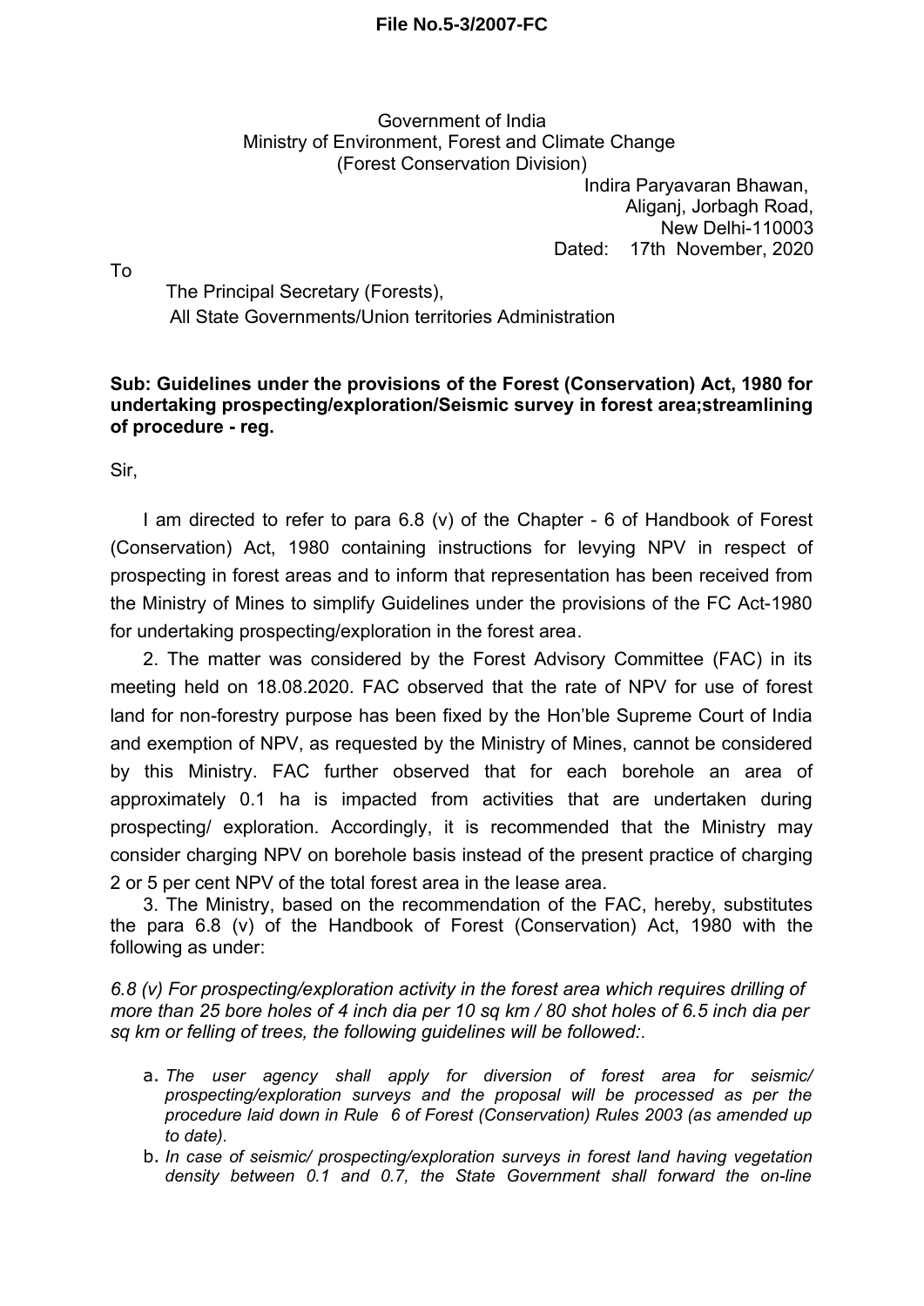**File No.5-3/2007-FC**

Government of India
Ministry of Environment, Forest and Climate Change
(Forest Conservation Division)

Indira Paryavaran Bhawan,
Aliganj, Jorbagh Road,
New Delhi-110003
Dated: 17th November, 2020

To

The Principal Secretary (Forests),
All State Governments/Union territories Administration

**Sub: Guidelines under the provisions of the Forest (Conservation) Act, 1980 for undertaking prospecting/exploration/Seismic survey in forest area;streamlining of procedure - reg.**

Sir,

I am directed to refer to para 6.8 (v) of the Chapter - 6 of Handbook of Forest (Conservation) Act, 1980 containing instructions for levying NPV in respect of prospecting in forest areas and to inform that representation has been received from the Ministry of Mines to simplify Guidelines under the provisions of the FC Act-1980 for undertaking prospecting/exploration in the forest area.

2. The matter was considered by the Forest Advisory Committee (FAC) in its meeting held on 18.08.2020. FAC observed that the rate of NPV for use of forest land for non-forestry purpose has been fixed by the Hon'ble Supreme Court of India and exemption of NPV, as requested by the Ministry of Mines, cannot be considered by this Ministry. FAC further observed that for each borehole an area of approximately 0.1 ha is impacted from activities that are undertaken during prospecting/ exploration. Accordingly, it is recommended that the Ministry may consider charging NPV on borehole basis instead of the present practice of charging 2 or 5 per cent NPV of the total forest area in the lease area.

3. The Ministry, based on the recommendation of the FAC, hereby, substitutes the para 6.8 (v) of the Handbook of Forest (Conservation) Act, 1980 with the following as under:

*6.8 (v) For prospecting/exploration activity in the forest area which requires drilling of more than 25 bore holes of 4 inch dia per 10 sq km / 80 shot holes of 6.5 inch dia per sq km or felling of trees, the following guidelines will be followed:.*

a. *The user agency shall apply for diversion of forest area for seismic/ prospecting/exploration surveys and the proposal will be processed as per the procedure laid down in Rule 6 of Forest (Conservation) Rules 2003 (as amended up to date).*
b. *In case of seismic/ prospecting/exploration surveys in forest land having vegetation density between 0.1 and 0.7, the State Government shall forward the on-line*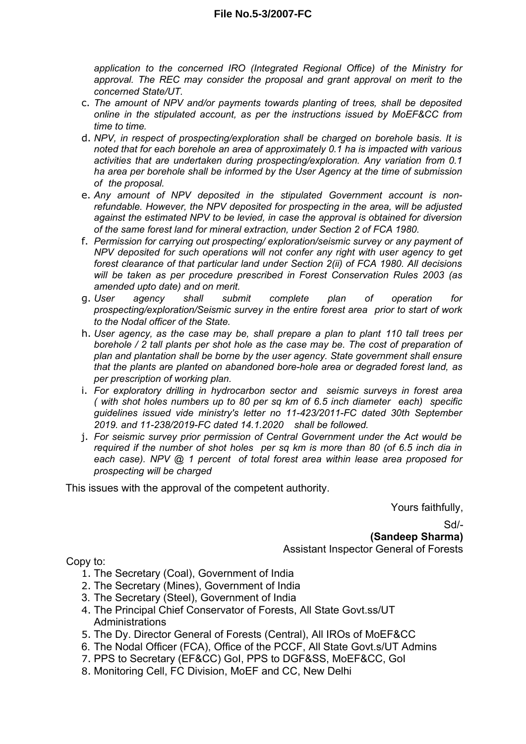*application to the concerned IRO (Integrated Regional Office) of the Ministry for approval. The REC may consider the proposal and grant approval on merit to the concerned State/UT.*

c. *The amount of NPV and/or payments towards planting of trees, shall be deposited online in the stipulated account, as per the instructions issued by MoEF&CC from time to time.*

d. *NPV, in respect of prospecting/exploration shall be charged on borehole basis. It is noted that for each borehole an area of approximately 0.1 ha is impacted with various activities that are undertaken during prospecting/exploration. Any variation from 0.1 ha area per borehole shall be informed by the User Agency at the time of submission of the proposal.*

e. *Any amount of NPV deposited in the stipulated Government account is non-refundable. However, the NPV deposited for prospecting in the area, will be adjusted against the estimated NPV to be levied, in case the approval is obtained for diversion of the same forest land for mineral extraction, under Section 2 of FCA 1980.*

f. *Permission for carrying out prospecting/ exploration/seismic survey or any payment of NPV deposited for such operations will not confer any right with user agency to get forest clearance of that particular land under Section 2(ii) of FCA 1980. All decisions will be taken as per procedure prescribed in Forest Conservation Rules 2003 (as amended upto date) and on merit.*

g. *User agency shall submit complete plan of operation for prospecting/exploration/Seismic survey in the entire forest area prior to start of work to the Nodal officer of the State.*

h. *User agency, as the case may be, shall prepare a plan to plant 110 tall trees per borehole / 2 tall plants per shot hole as the case may be. The cost of preparation of plan and plantation shall be borne by the user agency. State government shall ensure that the plants are planted on abandoned bore-hole area or degraded forest land, as per prescription of working plan.*

i. *For exploratory drilling in hydrocarbon sector and seismic surveys in forest area ( with shot holes numbers up to 80 per sq km of 6.5 inch diameter each) specific guidelines issued vide ministry's letter no 11-423/2011-FC dated 30th September 2019. and 11-238/2019-FC dated 14.1.2020 shall be followed.*

j. *For seismic survey prior permission of Central Government under the Act would be required if the number of shot holes per sq km is more than 80 (of 6.5 inch dia in each case). NPV @ 1 percent of total forest area within lease area proposed for prospecting will be charged*

This issues with the approval of the competent authority.

Yours faithfully,

Sd/-

**(Sandeep Sharma)**

Assistant Inspector General of Forests

Copy to:

1. The Secretary (Coal), Government of India
2. The Secretary (Mines), Government of India
3. The Secretary (Steel), Government of India
4. The Principal Chief Conservator of Forests, All State Govt.ss/UT Administrations
5. The Dy. Director General of Forests (Central), All IROs of MoEF&CC
6. The Nodal Officer (FCA), Office of the PCCF, All State Govt.s/UT Admins
7. PPS to Secretary (EF&CC) GoI, PPS to DGF&SS, MoEF&CC, GoI
8. Monitoring Cell, FC Division, MoEF and CC, New Delhi